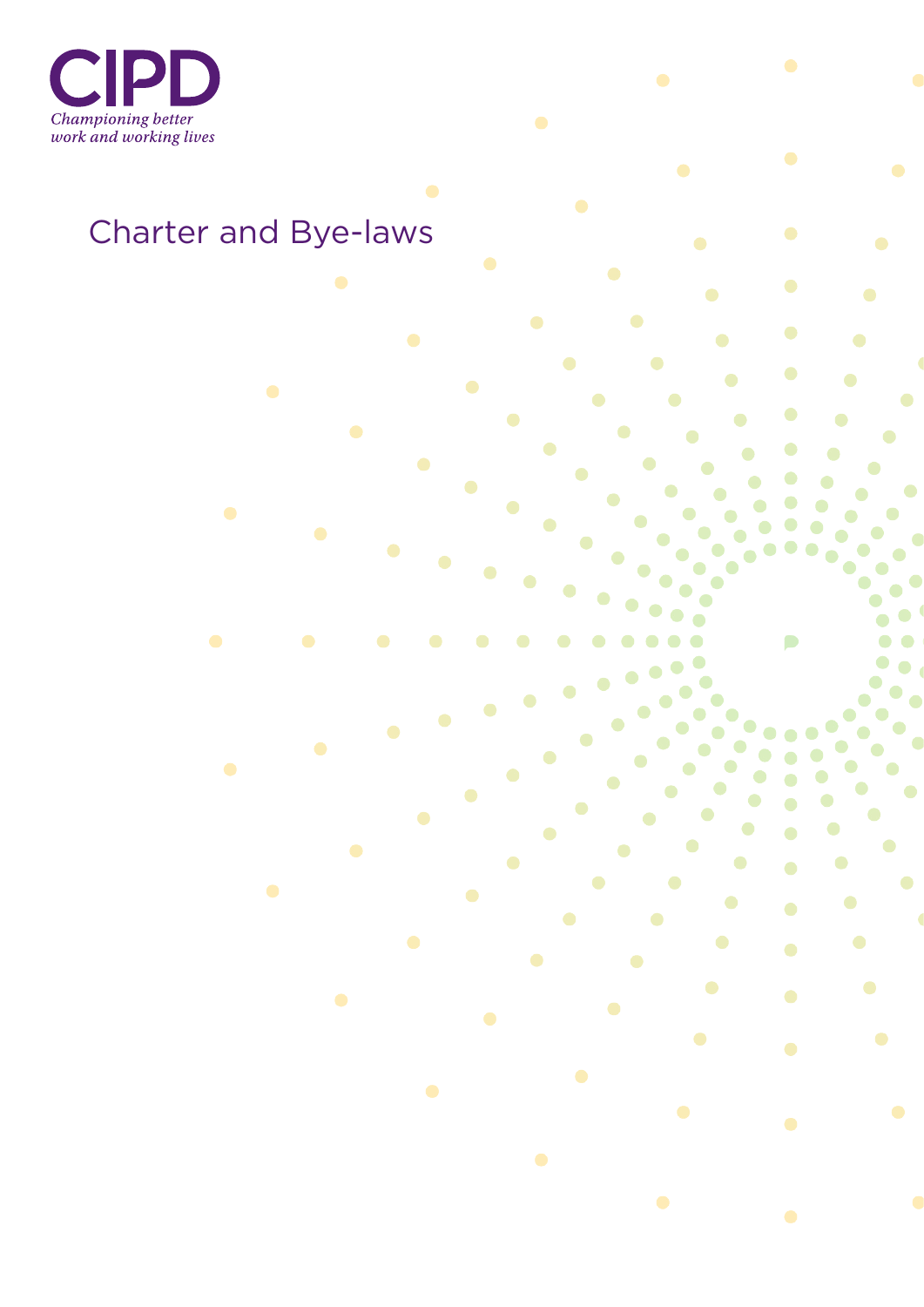CIPD

*Championing better work and working lives*

# Charter and Bye-laws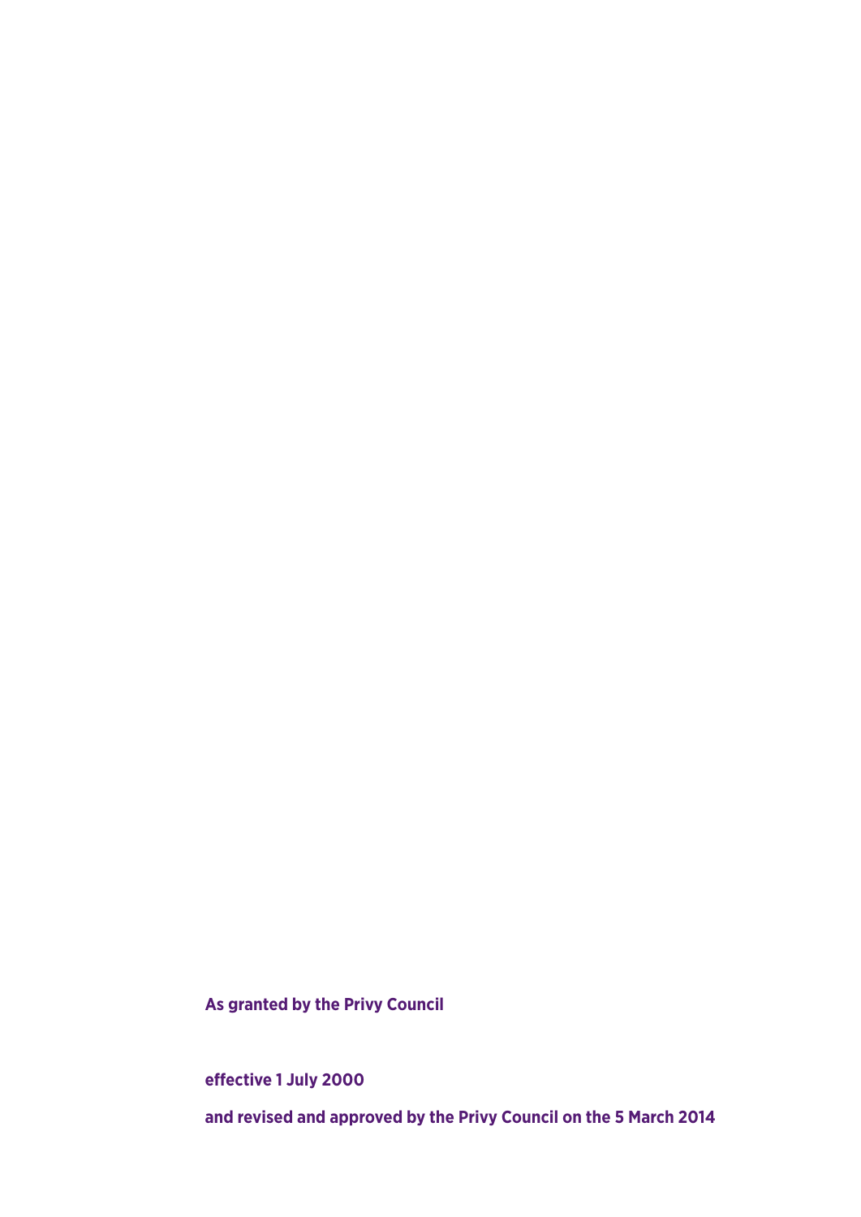**As granted by the Privy Council**

**effective 1 July 2000**

**and revised and approved by the Privy Council on the 5 March 2014**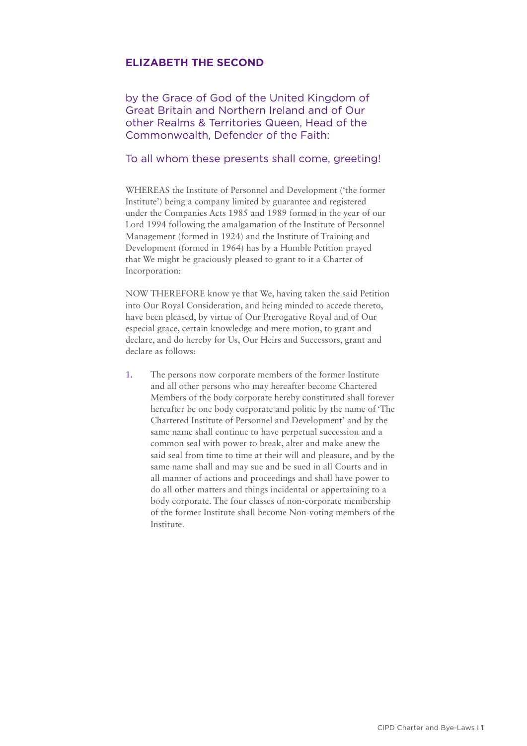**ELIZABETH THE SECOND**

by the Grace of God of the United Kingdom of Great Britain and Northern Ireland and of Our other Realms & Territories Queen, Head of the Commonwealth, Defender of the Faith:

To all whom these presents shall come, greeting!

WHEREAS the Institute of Personnel and Development ('the former Institute') being a company limited by guarantee and registered under the Companies Acts 1985 and 1989 formed in the year of our Lord 1994 following the amalgamation of the Institute of Personnel Management (formed in 1924) and the Institute of Training and Development (formed in 1964) has by a Humble Petition prayed that We might be graciously pleased to grant to it a Charter of Incorporation:

NOW THEREFORE know ye that We, having taken the said Petition into Our Royal Consideration, and being minded to accede thereto, have been pleased, by virtue of Our Prerogative Royal and of Our especial grace, certain knowledge and mere motion, to grant and declare, and do hereby for Us, Our Heirs and Successors, grant and declare as follows:

1. The persons now corporate members of the former Institute and all other persons who may hereafter become Chartered Members of the body corporate hereby constituted shall forever hereafter be one body corporate and politic by the name of 'The Chartered Institute of Personnel and Development' and by the same name shall continue to have perpetual succession and a common seal with power to break, alter and make anew the said seal from time to time at their will and pleasure, and by the same name shall and may sue and be sued in all Courts and in all manner of actions and proceedings and shall have power to do all other matters and things incidental or appertaining to a body corporate. The four classes of non-corporate membership of the former Institute shall become Non-voting members of the Institute.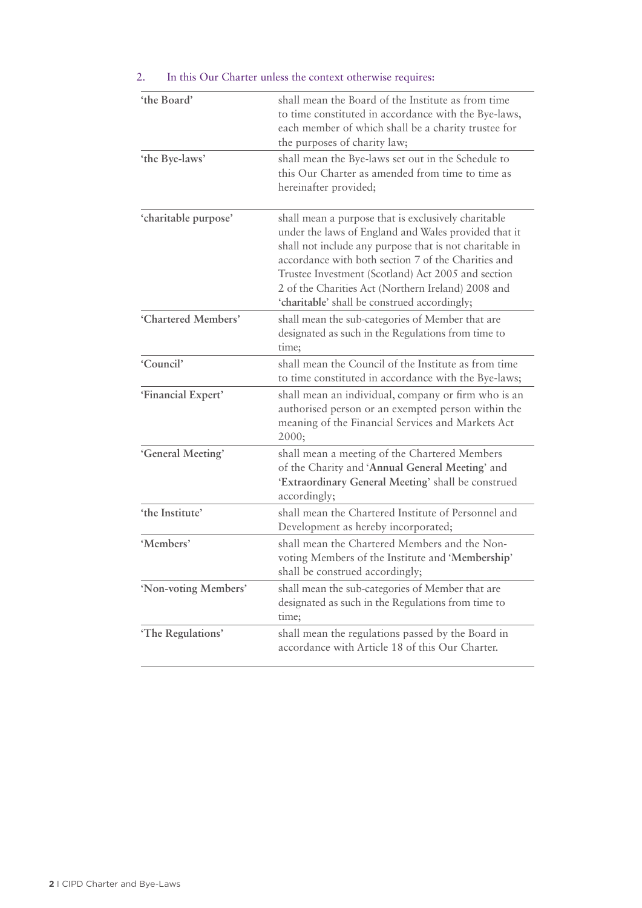2. In this Our Charter unless the context otherwise requires:

| | |
|---|---|
| **'the Board'** | shall mean the Board of the Institute as from time to time constituted in accordance with the Bye-laws, each member of which shall be a charity trustee for the purposes of charity law; |
| **'the Bye-laws'** | shall mean the Bye-laws set out in the Schedule to this Our Charter as amended from time to time as hereinafter provided; |
| **'charitable purpose'** | shall mean a purpose that is exclusively charitable under the laws of England and Wales provided that it shall not include any purpose that is not charitable in accordance with both section 7 of the Charities and Trustee Investment (Scotland) Act 2005 and section 2 of the Charities Act (Northern Ireland) 2008 and '**charitable**' shall be construed accordingly; |
| **'Chartered Members'** | shall mean the sub-categories of Member that are designated as such in the Regulations from time to time; |
| **'Council'** | shall mean the Council of the Institute as from time to time constituted in accordance with the Bye-laws; |
| **'Financial Expert'** | shall mean an individual, company or firm who is an authorised person or an exempted person within the meaning of the Financial Services and Markets Act 2000; |
| **'General Meeting'** | shall mean a meeting of the Chartered Members of the Charity and '**Annual General Meeting**' and '**Extraordinary General Meeting**' shall be construed accordingly; |
| **'the Institute'** | shall mean the Chartered Institute of Personnel and Development as hereby incorporated; |
| **'Members'** | shall mean the Chartered Members and the Non-voting Members of the Institute and '**Membership**' shall be construed accordingly; |
| **'Non-voting Members'** | shall mean the sub-categories of Member that are designated as such in the Regulations from time to time; |
| **'The Regulations'** | shall mean the regulations passed by the Board in accordance with Article 18 of this Our Charter. |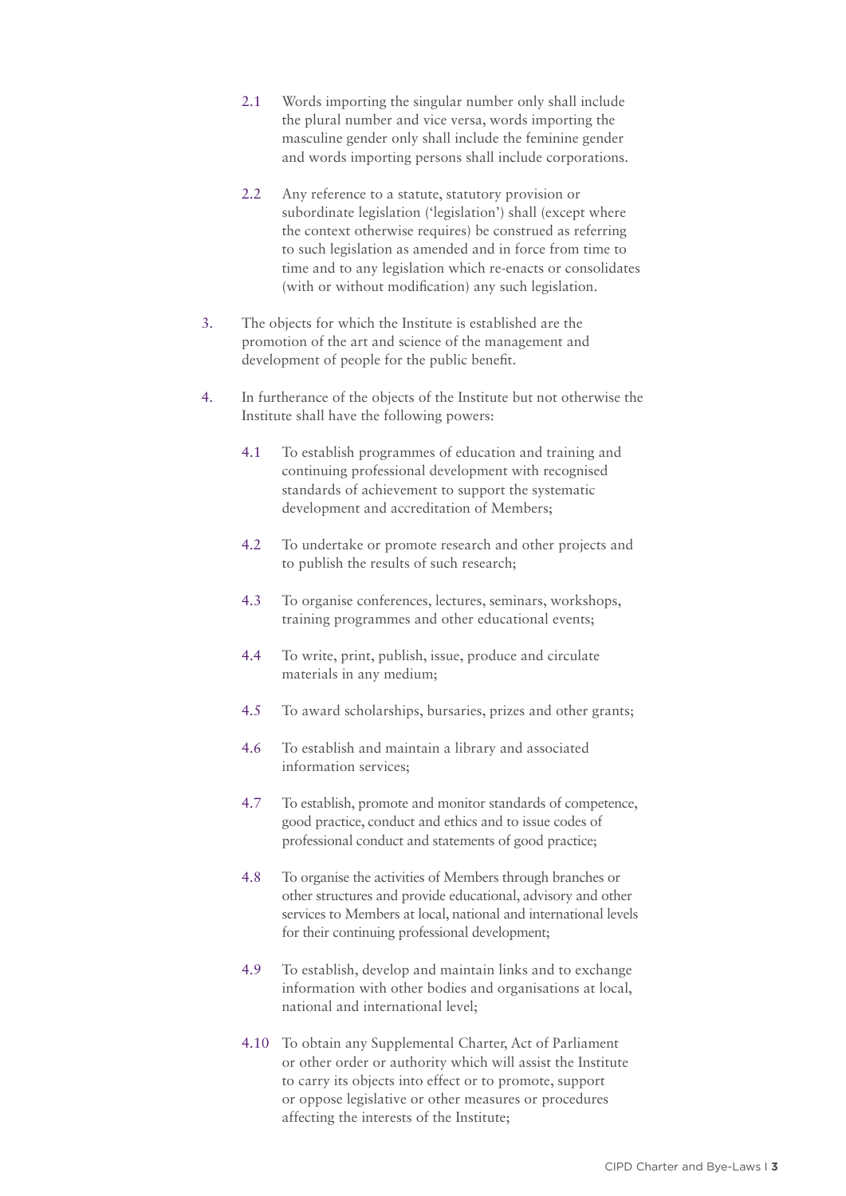2.1 Words importing the singular number only shall include the plural number and vice versa, words importing the masculine gender only shall include the feminine gender and words importing persons shall include corporations.

2.2 Any reference to a statute, statutory provision or subordinate legislation ('legislation') shall (except where the context otherwise requires) be construed as referring to such legislation as amended and in force from time to time and to any legislation which re-enacts or consolidates (with or without modification) any such legislation.

3. The objects for which the Institute is established are the promotion of the art and science of the management and development of people for the public benefit.

4. In furtherance of the objects of the Institute but not otherwise the Institute shall have the following powers:

4.1 To establish programmes of education and training and continuing professional development with recognised standards of achievement to support the systematic development and accreditation of Members;

4.2 To undertake or promote research and other projects and to publish the results of such research;

4.3 To organise conferences, lectures, seminars, workshops, training programmes and other educational events;

4.4 To write, print, publish, issue, produce and circulate materials in any medium;

4.5 To award scholarships, bursaries, prizes and other grants;

4.6 To establish and maintain a library and associated information services;

4.7 To establish, promote and monitor standards of competence, good practice, conduct and ethics and to issue codes of professional conduct and statements of good practice;

4.8 To organise the activities of Members through branches or other structures and provide educational, advisory and other services to Members at local, national and international levels for their continuing professional development;

4.9 To establish, develop and maintain links and to exchange information with other bodies and organisations at local, national and international level;

4.10 To obtain any Supplemental Charter, Act of Parliament or other order or authority which will assist the Institute to carry its objects into effect or to promote, support or oppose legislative or other measures or procedures affecting the interests of the Institute;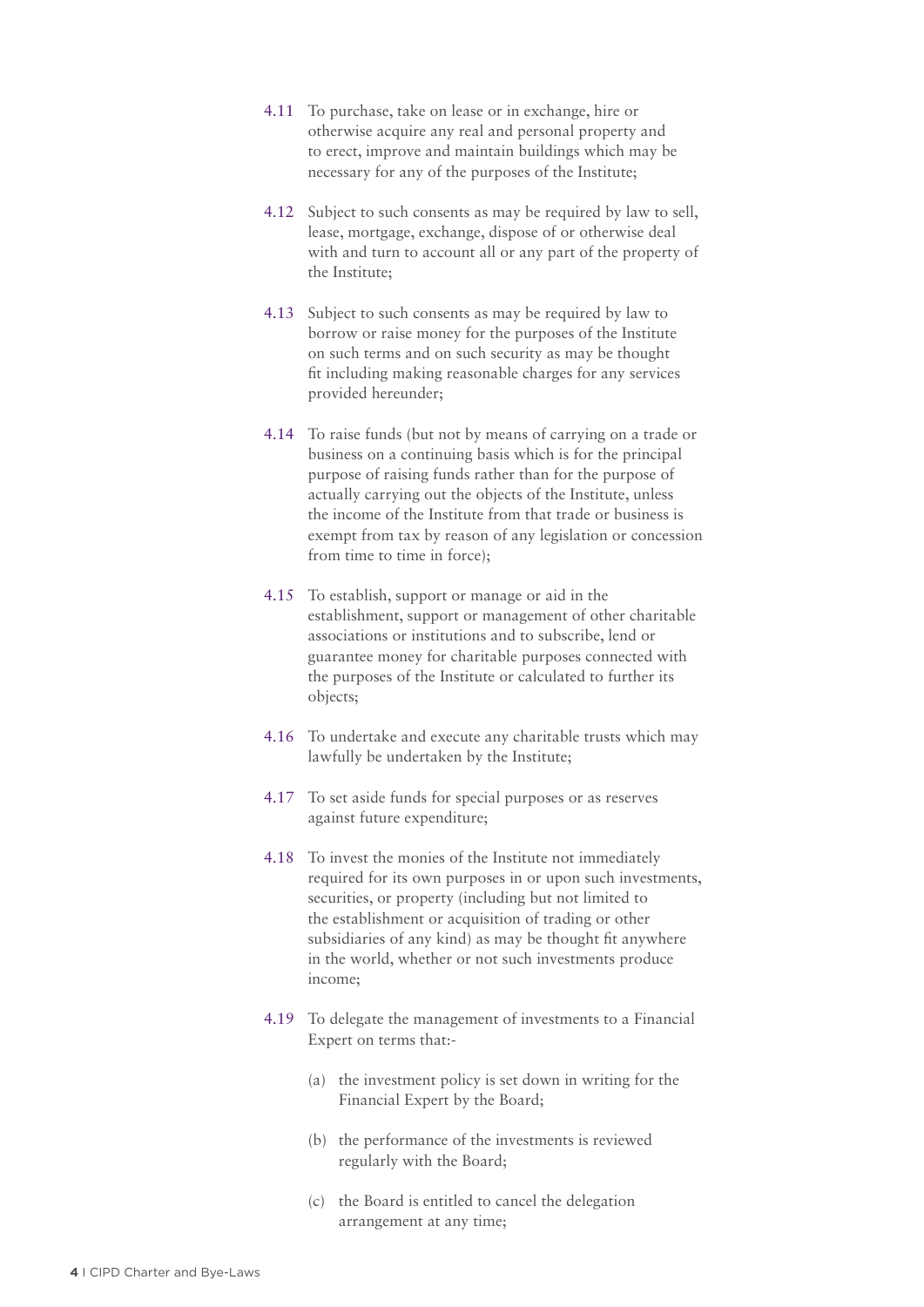4.11 To purchase, take on lease or in exchange, hire or otherwise acquire any real and personal property and to erect, improve and maintain buildings which may be necessary for any of the purposes of the Institute;

4.12 Subject to such consents as may be required by law to sell, lease, mortgage, exchange, dispose of or otherwise deal with and turn to account all or any part of the property of the Institute;

4.13 Subject to such consents as may be required by law to borrow or raise money for the purposes of the Institute on such terms and on such security as may be thought fit including making reasonable charges for any services provided hereunder;

4.14 To raise funds (but not by means of carrying on a trade or business on a continuing basis which is for the principal purpose of raising funds rather than for the purpose of actually carrying out the objects of the Institute, unless the income of the Institute from that trade or business is exempt from tax by reason of any legislation or concession from time to time in force);

4.15 To establish, support or manage or aid in the establishment, support or management of other charitable associations or institutions and to subscribe, lend or guarantee money for charitable purposes connected with the purposes of the Institute or calculated to further its objects;

4.16 To undertake and execute any charitable trusts which may lawfully be undertaken by the Institute;

4.17 To set aside funds for special purposes or as reserves against future expenditure;

4.18 To invest the monies of the Institute not immediately required for its own purposes in or upon such investments, securities, or property (including but not limited to the establishment or acquisition of trading or other subsidiaries of any kind) as may be thought fit anywhere in the world, whether or not such investments produce income;

4.19 To delegate the management of investments to a Financial Expert on terms that:-

(a) the investment policy is set down in writing for the Financial Expert by the Board;

(b) the performance of the investments is reviewed regularly with the Board;

(c) the Board is entitled to cancel the delegation arrangement at any time;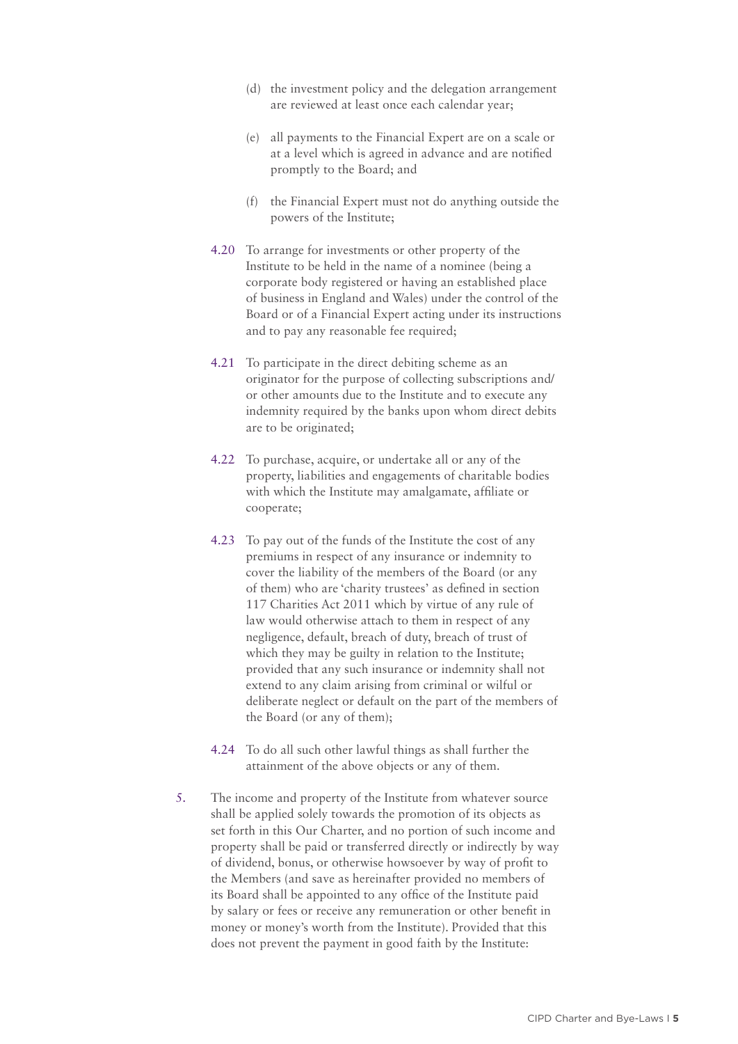(d) the investment policy and the delegation arrangement are reviewed at least once each calendar year;

(e) all payments to the Financial Expert are on a scale or at a level which is agreed in advance and are notified promptly to the Board; and

(f) the Financial Expert must not do anything outside the powers of the Institute;

4.20 To arrange for investments or other property of the Institute to be held in the name of a nominee (being a corporate body registered or having an established place of business in England and Wales) under the control of the Board or of a Financial Expert acting under its instructions and to pay any reasonable fee required;

4.21 To participate in the direct debiting scheme as an originator for the purpose of collecting subscriptions and/ or other amounts due to the Institute and to execute any indemnity required by the banks upon whom direct debits are to be originated;

4.22 To purchase, acquire, or undertake all or any of the property, liabilities and engagements of charitable bodies with which the Institute may amalgamate, affiliate or cooperate;

4.23 To pay out of the funds of the Institute the cost of any premiums in respect of any insurance or indemnity to cover the liability of the members of the Board (or any of them) who are 'charity trustees' as defined in section 117 Charities Act 2011 which by virtue of any rule of law would otherwise attach to them in respect of any negligence, default, breach of duty, breach of trust of which they may be guilty in relation to the Institute; provided that any such insurance or indemnity shall not extend to any claim arising from criminal or wilful or deliberate neglect or default on the part of the members of the Board (or any of them);

4.24 To do all such other lawful things as shall further the attainment of the above objects or any of them.

5. The income and property of the Institute from whatever source shall be applied solely towards the promotion of its objects as set forth in this Our Charter, and no portion of such income and property shall be paid or transferred directly or indirectly by way of dividend, bonus, or otherwise howsoever by way of profit to the Members (and save as hereinafter provided no members of its Board shall be appointed to any office of the Institute paid by salary or fees or receive any remuneration or other benefit in money or money's worth from the Institute). Provided that this does not prevent the payment in good faith by the Institute: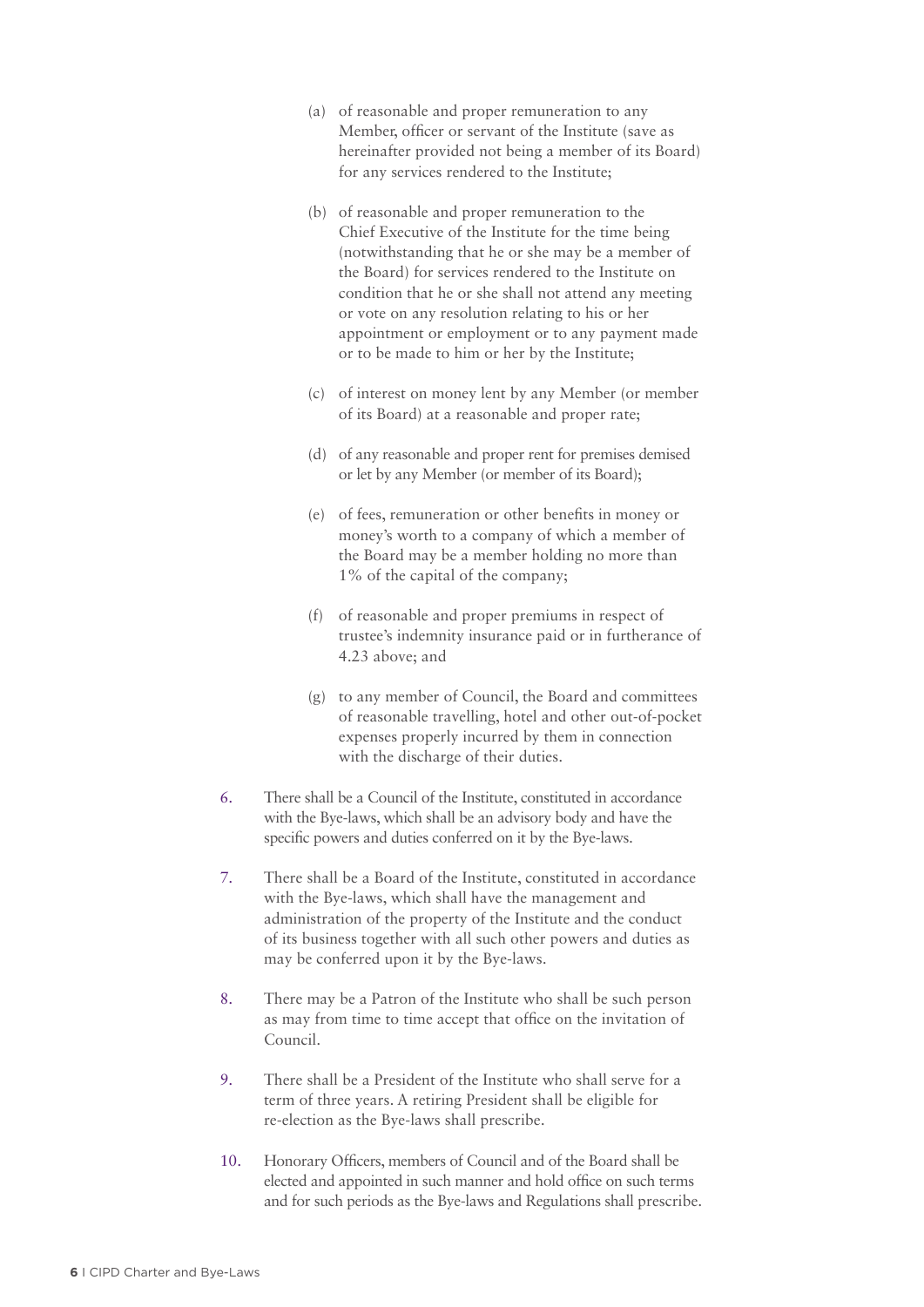(a) of reasonable and proper remuneration to any Member, officer or servant of the Institute (save as hereinafter provided not being a member of its Board) for any services rendered to the Institute;

(b) of reasonable and proper remuneration to the Chief Executive of the Institute for the time being (notwithstanding that he or she may be a member of the Board) for services rendered to the Institute on condition that he or she shall not attend any meeting or vote on any resolution relating to his or her appointment or employment or to any payment made or to be made to him or her by the Institute;

(c) of interest on money lent by any Member (or member of its Board) at a reasonable and proper rate;

(d) of any reasonable and proper rent for premises demised or let by any Member (or member of its Board);

(e) of fees, remuneration or other benefits in money or money's worth to a company of which a member of the Board may be a member holding no more than 1% of the capital of the company;

(f) of reasonable and proper premiums in respect of trustee's indemnity insurance paid or in furtherance of 4.23 above; and

(g) to any member of Council, the Board and committees of reasonable travelling, hotel and other out-of-pocket expenses properly incurred by them in connection with the discharge of their duties.

6. There shall be a Council of the Institute, constituted in accordance with the Bye-laws, which shall be an advisory body and have the specific powers and duties conferred on it by the Bye-laws.

7. There shall be a Board of the Institute, constituted in accordance with the Bye-laws, which shall have the management and administration of the property of the Institute and the conduct of its business together with all such other powers and duties as may be conferred upon it by the Bye-laws.

8. There may be a Patron of the Institute who shall be such person as may from time to time accept that office on the invitation of Council.

9. There shall be a President of the Institute who shall serve for a term of three years. A retiring President shall be eligible for re-election as the Bye-laws shall prescribe.

10. Honorary Officers, members of Council and of the Board shall be elected and appointed in such manner and hold office on such terms and for such periods as the Bye-laws and Regulations shall prescribe.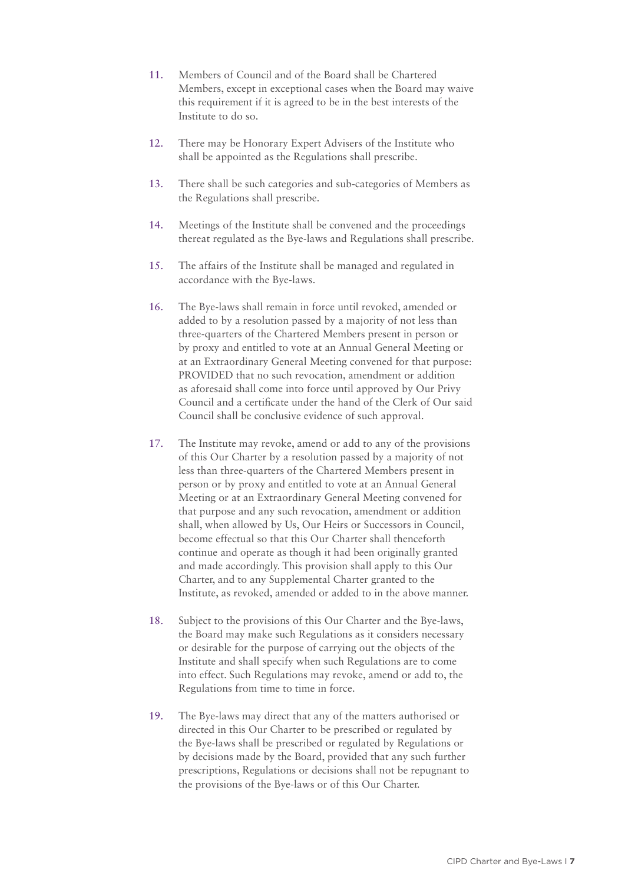11. Members of Council and of the Board shall be Chartered Members, except in exceptional cases when the Board may waive this requirement if it is agreed to be in the best interests of the Institute to do so.

12. There may be Honorary Expert Advisers of the Institute who shall be appointed as the Regulations shall prescribe.

13. There shall be such categories and sub-categories of Members as the Regulations shall prescribe.

14. Meetings of the Institute shall be convened and the proceedings thereat regulated as the Bye-laws and Regulations shall prescribe.

15. The affairs of the Institute shall be managed and regulated in accordance with the Bye-laws.

16. The Bye-laws shall remain in force until revoked, amended or added to by a resolution passed by a majority of not less than three-quarters of the Chartered Members present in person or by proxy and entitled to vote at an Annual General Meeting or at an Extraordinary General Meeting convened for that purpose: PROVIDED that no such revocation, amendment or addition as aforesaid shall come into force until approved by Our Privy Council and a certificate under the hand of the Clerk of Our said Council shall be conclusive evidence of such approval.

17. The Institute may revoke, amend or add to any of the provisions of this Our Charter by a resolution passed by a majority of not less than three-quarters of the Chartered Members present in person or by proxy and entitled to vote at an Annual General Meeting or at an Extraordinary General Meeting convened for that purpose and any such revocation, amendment or addition shall, when allowed by Us, Our Heirs or Successors in Council, become effectual so that this Our Charter shall thenceforth continue and operate as though it had been originally granted and made accordingly. This provision shall apply to this Our Charter, and to any Supplemental Charter granted to the Institute, as revoked, amended or added to in the above manner.

18. Subject to the provisions of this Our Charter and the Bye-laws, the Board may make such Regulations as it considers necessary or desirable for the purpose of carrying out the objects of the Institute and shall specify when such Regulations are to come into effect. Such Regulations may revoke, amend or add to, the Regulations from time to time in force.

19. The Bye-laws may direct that any of the matters authorised or directed in this Our Charter to be prescribed or regulated by the Bye-laws shall be prescribed or regulated by Regulations or by decisions made by the Board, provided that any such further prescriptions, Regulations or decisions shall not be repugnant to the provisions of the Bye-laws or of this Our Charter.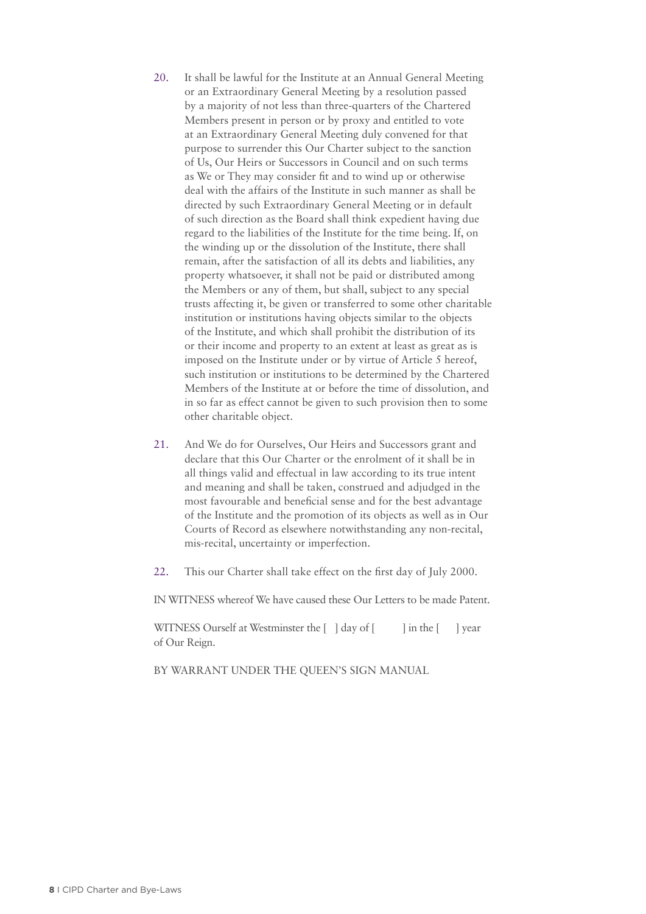20. It shall be lawful for the Institute at an Annual General Meeting or an Extraordinary General Meeting by a resolution passed by a majority of not less than three-quarters of the Chartered Members present in person or by proxy and entitled to vote at an Extraordinary General Meeting duly convened for that purpose to surrender this Our Charter subject to the sanction of Us, Our Heirs or Successors in Council and on such terms as We or They may consider fit and to wind up or otherwise deal with the affairs of the Institute in such manner as shall be directed by such Extraordinary General Meeting or in default of such direction as the Board shall think expedient having due regard to the liabilities of the Institute for the time being. If, on the winding up or the dissolution of the Institute, there shall remain, after the satisfaction of all its debts and liabilities, any property whatsoever, it shall not be paid or distributed among the Members or any of them, but shall, subject to any special trusts affecting it, be given or transferred to some other charitable institution or institutions having objects similar to the objects of the Institute, and which shall prohibit the distribution of its or their income and property to an extent at least as great as is imposed on the Institute under or by virtue of Article 5 hereof, such institution or institutions to be determined by the Chartered Members of the Institute at or before the time of dissolution, and in so far as effect cannot be given to such provision then to some other charitable object.

21. And We do for Ourselves, Our Heirs and Successors grant and declare that this Our Charter or the enrolment of it shall be in all things valid and effectual in law according to its true intent and meaning and shall be taken, construed and adjudged in the most favourable and beneficial sense and for the best advantage of the Institute and the promotion of its objects as well as in Our Courts of Record as elsewhere notwithstanding any non-recital, mis-recital, uncertainty or imperfection.

22. This our Charter shall take effect on the first day of July 2000.

IN WITNESS whereof We have caused these Our Letters to be made Patent.

WITNESS Ourself at Westminster the [ ] day of [ ] in the [ ] year of Our Reign.

BY WARRANT UNDER THE QUEEN'S SIGN MANUAL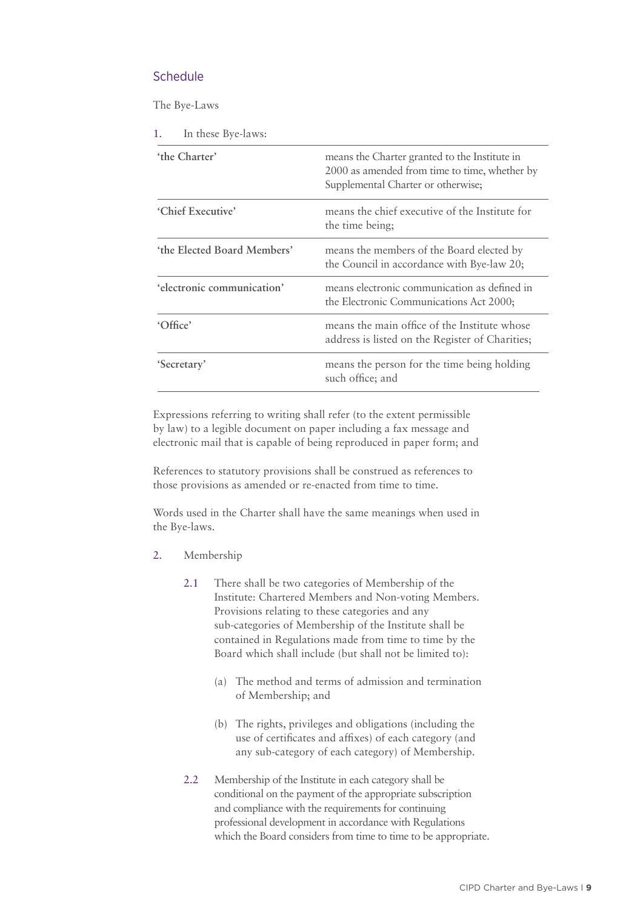## Schedule

The Bye-Laws

1. In these Bye-laws:

| | |
|---|---|
| **'the Charter'** | means the Charter granted to the Institute in 2000 as amended from time to time, whether by Supplemental Charter or otherwise; |
| **'Chief Executive'** | means the chief executive of the Institute for the time being; |
| **'the Elected Board Members'** | means the members of the Board elected by the Council in accordance with Bye-law 20; |
| **'electronic communication'** | means electronic communication as defined in the Electronic Communications Act 2000; |
| **'Office'** | means the main office of the Institute whose address is listed on the Register of Charities; |
| **'Secretary'** | means the person for the time being holding such office; and |

Expressions referring to writing shall refer (to the extent permissible by law) to a legible document on paper including a fax message and electronic mail that is capable of being reproduced in paper form; and

References to statutory provisions shall be construed as references to those provisions as amended or re-enacted from time to time.

Words used in the Charter shall have the same meanings when used in the Bye-laws.

2. Membership

   2.1 There shall be two categories of Membership of the Institute: Chartered Members and Non-voting Members. Provisions relating to these categories and any sub-categories of Membership of the Institute shall be contained in Regulations made from time to time by the Board which shall include (but shall not be limited to):

      (a) The method and terms of admission and termination of Membership; and

      (b) The rights, privileges and obligations (including the use of certificates and affixes) of each category (and any sub-category of each category) of Membership.

   2.2 Membership of the Institute in each category shall be conditional on the payment of the appropriate subscription and compliance with the requirements for continuing professional development in accordance with Regulations which the Board considers from time to time to be appropriate.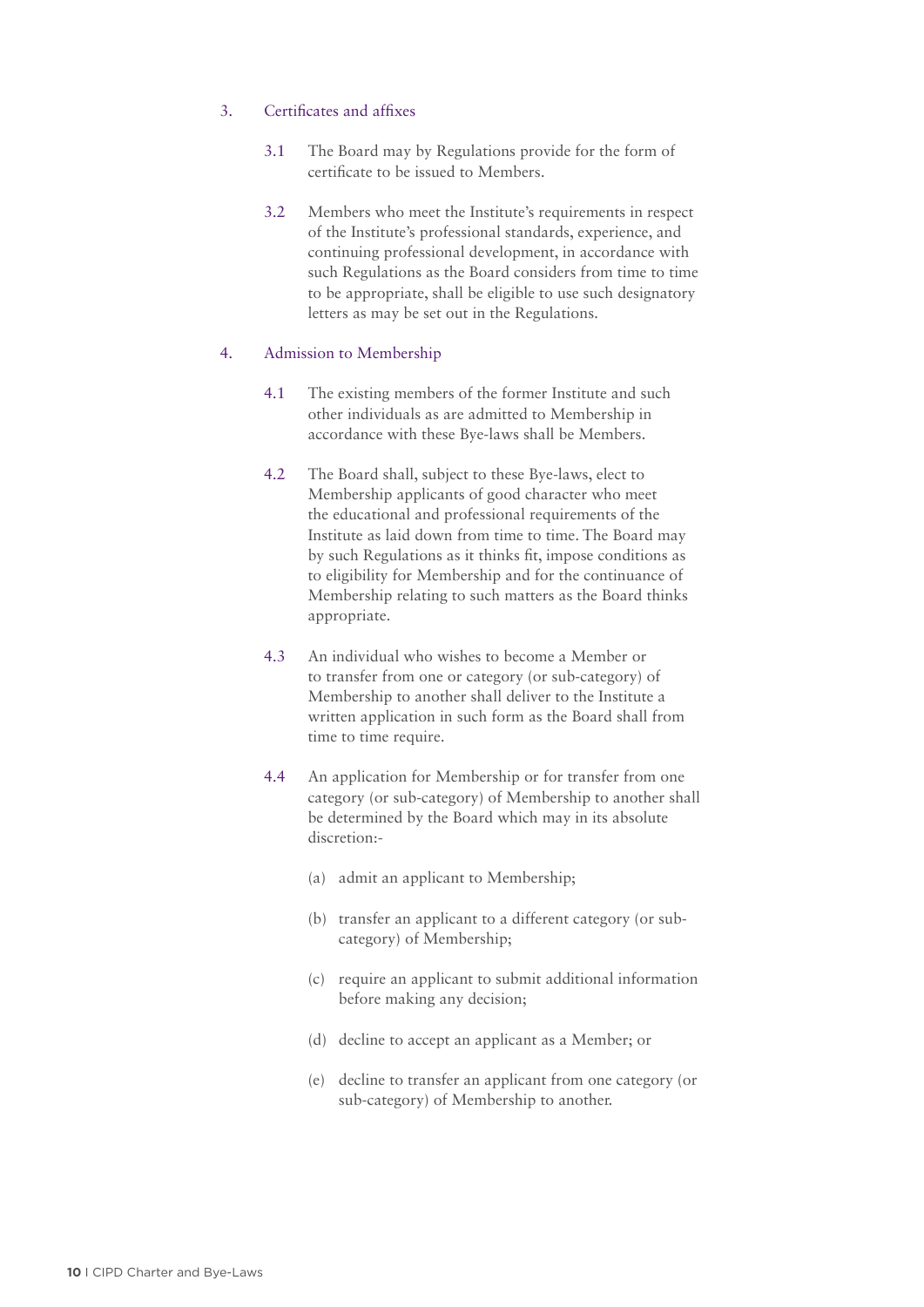## 3. Certificates and affixes

3.1 The Board may by Regulations provide for the form of certificate to be issued to Members.

3.2 Members who meet the Institute's requirements in respect of the Institute's professional standards, experience, and continuing professional development, in accordance with such Regulations as the Board considers from time to time to be appropriate, shall be eligible to use such designatory letters as may be set out in the Regulations.

## 4. Admission to Membership

4.1 The existing members of the former Institute and such other individuals as are admitted to Membership in accordance with these Bye-laws shall be Members.

4.2 The Board shall, subject to these Bye-laws, elect to Membership applicants of good character who meet the educational and professional requirements of the Institute as laid down from time to time. The Board may by such Regulations as it thinks fit, impose conditions as to eligibility for Membership and for the continuance of Membership relating to such matters as the Board thinks appropriate.

4.3 An individual who wishes to become a Member or to transfer from one or category (or sub-category) of Membership to another shall deliver to the Institute a written application in such form as the Board shall from time to time require.

4.4 An application for Membership or for transfer from one category (or sub-category) of Membership to another shall be determined by the Board which may in its absolute discretion:-

(a) admit an applicant to Membership;

(b) transfer an applicant to a different category (or sub-category) of Membership;

(c) require an applicant to submit additional information before making any decision;

(d) decline to accept an applicant as a Member; or

(e) decline to transfer an applicant from one category (or sub-category) of Membership to another.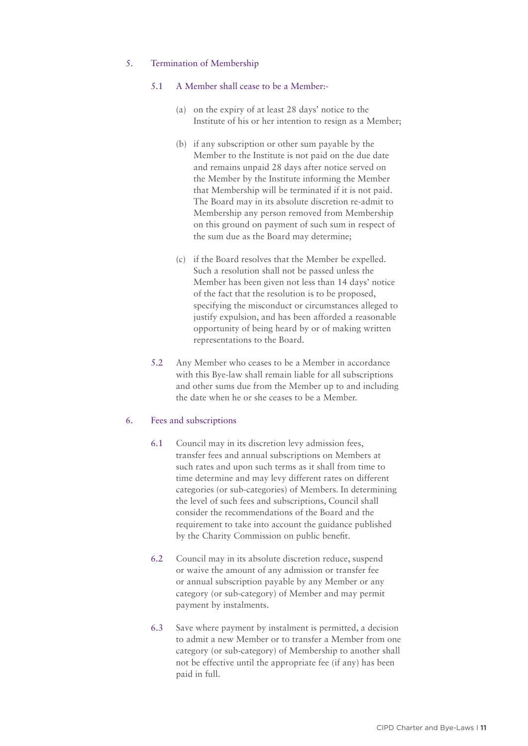## 5. Termination of Membership

### 5.1 A Member shall cease to be a Member:-

(a) on the expiry of at least 28 days' notice to the Institute of his or her intention to resign as a Member;

(b) if any subscription or other sum payable by the Member to the Institute is not paid on the due date and remains unpaid 28 days after notice served on the Member by the Institute informing the Member that Membership will be terminated if it is not paid. The Board may in its absolute discretion re-admit to Membership any person removed from Membership on this ground on payment of such sum in respect of the sum due as the Board may determine;

(c) if the Board resolves that the Member be expelled. Such a resolution shall not be passed unless the Member has been given not less than 14 days' notice of the fact that the resolution is to be proposed, specifying the misconduct or circumstances alleged to justify expulsion, and has been afforded a reasonable opportunity of being heard by or of making written representations to the Board.

5.2 Any Member who ceases to be a Member in accordance with this Bye-law shall remain liable for all subscriptions and other sums due from the Member up to and including the date when he or she ceases to be a Member.

## 6. Fees and subscriptions

6.1 Council may in its discretion levy admission fees, transfer fees and annual subscriptions on Members at such rates and upon such terms as it shall from time to time determine and may levy different rates on different categories (or sub-categories) of Members. In determining the level of such fees and subscriptions, Council shall consider the recommendations of the Board and the requirement to take into account the guidance published by the Charity Commission on public benefit.

6.2 Council may in its absolute discretion reduce, suspend or waive the amount of any admission or transfer fee or annual subscription payable by any Member or any category (or sub-category) of Member and may permit payment by instalments.

6.3 Save where payment by instalment is permitted, a decision to admit a new Member or to transfer a Member from one category (or sub-category) of Membership to another shall not be effective until the appropriate fee (if any) has been paid in full.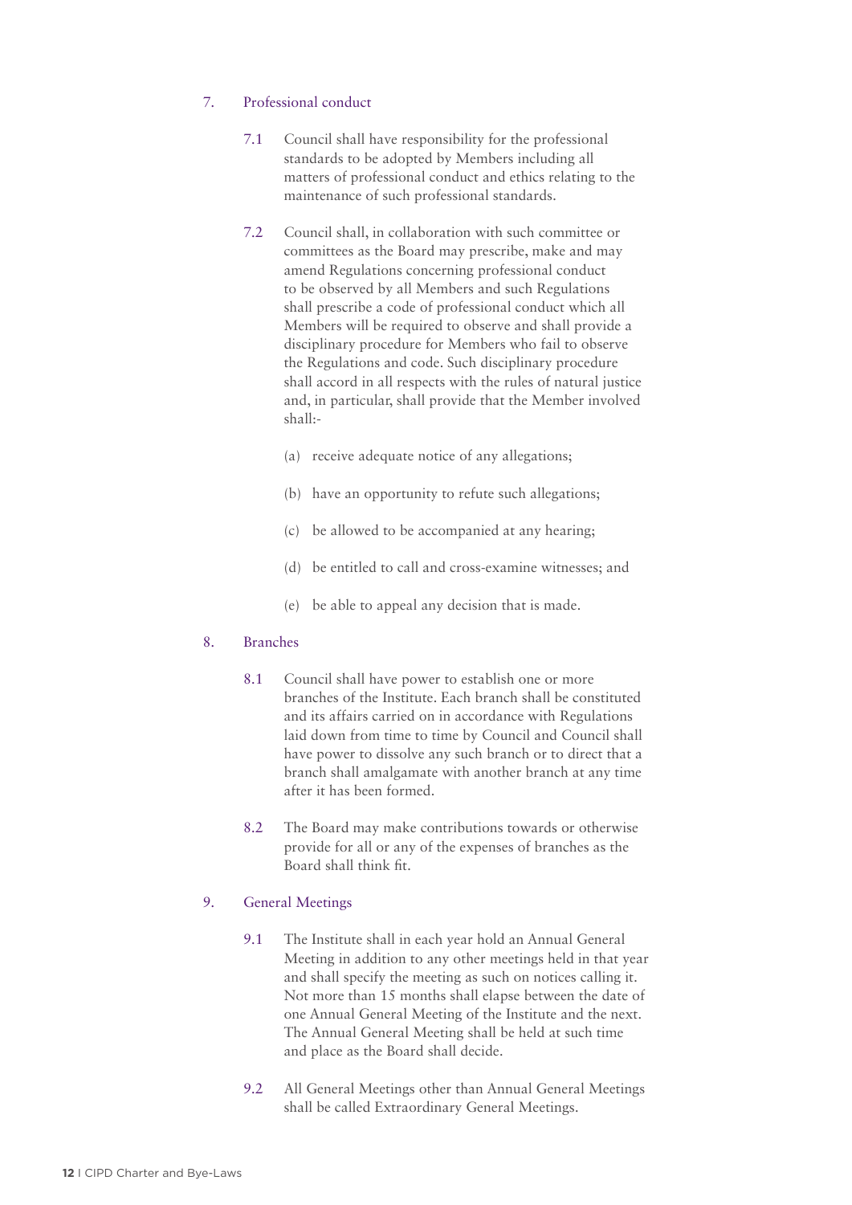## 7. Professional conduct

7.1 Council shall have responsibility for the professional standards to be adopted by Members including all matters of professional conduct and ethics relating to the maintenance of such professional standards.

7.2 Council shall, in collaboration with such committee or committees as the Board may prescribe, make and may amend Regulations concerning professional conduct to be observed by all Members and such Regulations shall prescribe a code of professional conduct which all Members will be required to observe and shall provide a disciplinary procedure for Members who fail to observe the Regulations and code. Such disciplinary procedure shall accord in all respects with the rules of natural justice and, in particular, shall provide that the Member involved shall:-

(a) receive adequate notice of any allegations;

(b) have an opportunity to refute such allegations;

(c) be allowed to be accompanied at any hearing;

(d) be entitled to call and cross-examine witnesses; and

(e) be able to appeal any decision that is made.

## 8. Branches

8.1 Council shall have power to establish one or more branches of the Institute. Each branch shall be constituted and its affairs carried on in accordance with Regulations laid down from time to time by Council and Council shall have power to dissolve any such branch or to direct that a branch shall amalgamate with another branch at any time after it has been formed.

8.2 The Board may make contributions towards or otherwise provide for all or any of the expenses of branches as the Board shall think fit.

## 9. General Meetings

9.1 The Institute shall in each year hold an Annual General Meeting in addition to any other meetings held in that year and shall specify the meeting as such on notices calling it. Not more than 15 months shall elapse between the date of one Annual General Meeting of the Institute and the next. The Annual General Meeting shall be held at such time and place as the Board shall decide.

9.2 All General Meetings other than Annual General Meetings shall be called Extraordinary General Meetings.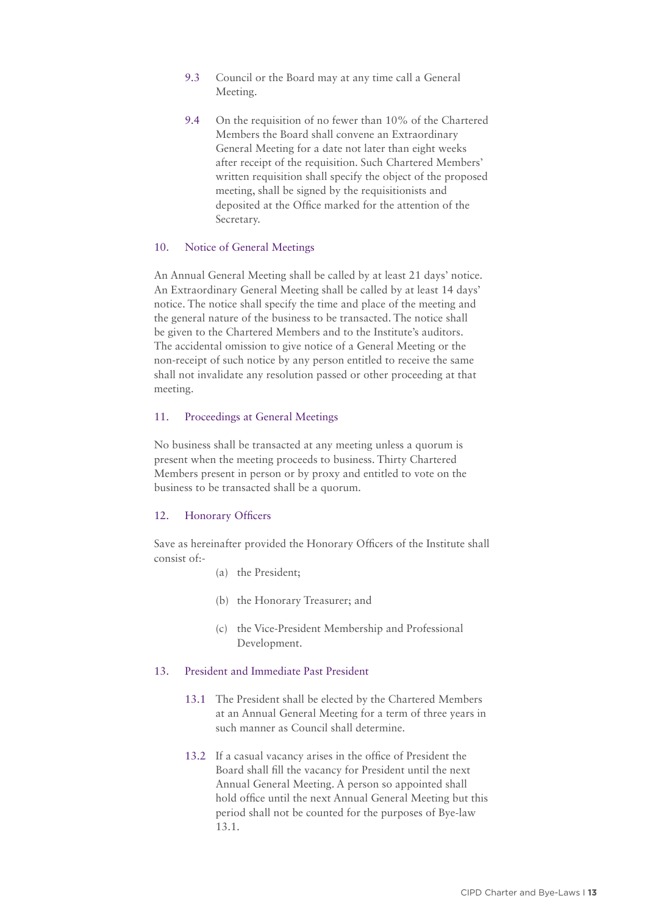9.3 Council or the Board may at any time call a General Meeting.

9.4 On the requisition of no fewer than 10% of the Chartered Members the Board shall convene an Extraordinary General Meeting for a date not later than eight weeks after receipt of the requisition. Such Chartered Members' written requisition shall specify the object of the proposed meeting, shall be signed by the requisitionists and deposited at the Office marked for the attention of the Secretary.

## 10. Notice of General Meetings

An Annual General Meeting shall be called by at least 21 days' notice. An Extraordinary General Meeting shall be called by at least 14 days' notice. The notice shall specify the time and place of the meeting and the general nature of the business to be transacted. The notice shall be given to the Chartered Members and to the Institute's auditors. The accidental omission to give notice of a General Meeting or the non-receipt of such notice by any person entitled to receive the same shall not invalidate any resolution passed or other proceeding at that meeting.

## 11. Proceedings at General Meetings

No business shall be transacted at any meeting unless a quorum is present when the meeting proceeds to business. Thirty Chartered Members present in person or by proxy and entitled to vote on the business to be transacted shall be a quorum.

## 12. Honorary Officers

Save as hereinafter provided the Honorary Officers of the Institute shall consist of:-

(a) the President;

(b) the Honorary Treasurer; and

(c) the Vice-President Membership and Professional Development.

## 13. President and Immediate Past President

13.1 The President shall be elected by the Chartered Members at an Annual General Meeting for a term of three years in such manner as Council shall determine.

13.2 If a casual vacancy arises in the office of President the Board shall fill the vacancy for President until the next Annual General Meeting. A person so appointed shall hold office until the next Annual General Meeting but this period shall not be counted for the purposes of Bye-law 13.1.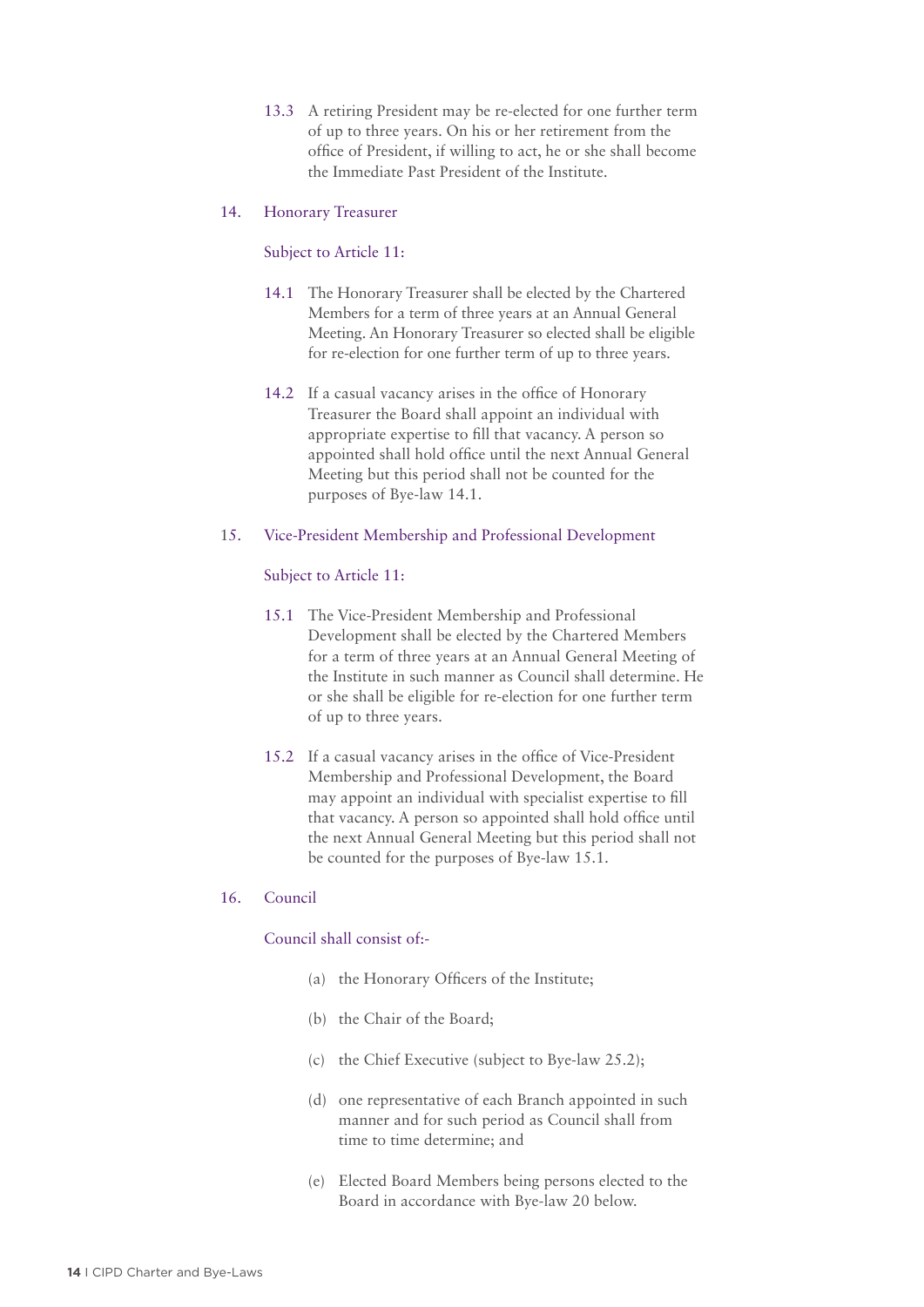13.3 A retiring President may be re-elected for one further term of up to three years. On his or her retirement from the office of President, if willing to act, he or she shall become the Immediate Past President of the Institute.

## 14. Honorary Treasurer

Subject to Article 11:

14.1 The Honorary Treasurer shall be elected by the Chartered Members for a term of three years at an Annual General Meeting. An Honorary Treasurer so elected shall be eligible for re-election for one further term of up to three years.

14.2 If a casual vacancy arises in the office of Honorary Treasurer the Board shall appoint an individual with appropriate expertise to fill that vacancy. A person so appointed shall hold office until the next Annual General Meeting but this period shall not be counted for the purposes of Bye-law 14.1.

## 15. Vice-President Membership and Professional Development

Subject to Article 11:

15.1 The Vice-President Membership and Professional Development shall be elected by the Chartered Members for a term of three years at an Annual General Meeting of the Institute in such manner as Council shall determine. He or she shall be eligible for re-election for one further term of up to three years.

15.2 If a casual vacancy arises in the office of Vice-President Membership and Professional Development, the Board may appoint an individual with specialist expertise to fill that vacancy. A person so appointed shall hold office until the next Annual General Meeting but this period shall not be counted for the purposes of Bye-law 15.1.

## 16. Council

Council shall consist of:-

(a) the Honorary Officers of the Institute;

(b) the Chair of the Board;

(c) the Chief Executive (subject to Bye-law 25.2);

(d) one representative of each Branch appointed in such manner and for such period as Council shall from time to time determine; and

(e) Elected Board Members being persons elected to the Board in accordance with Bye-law 20 below.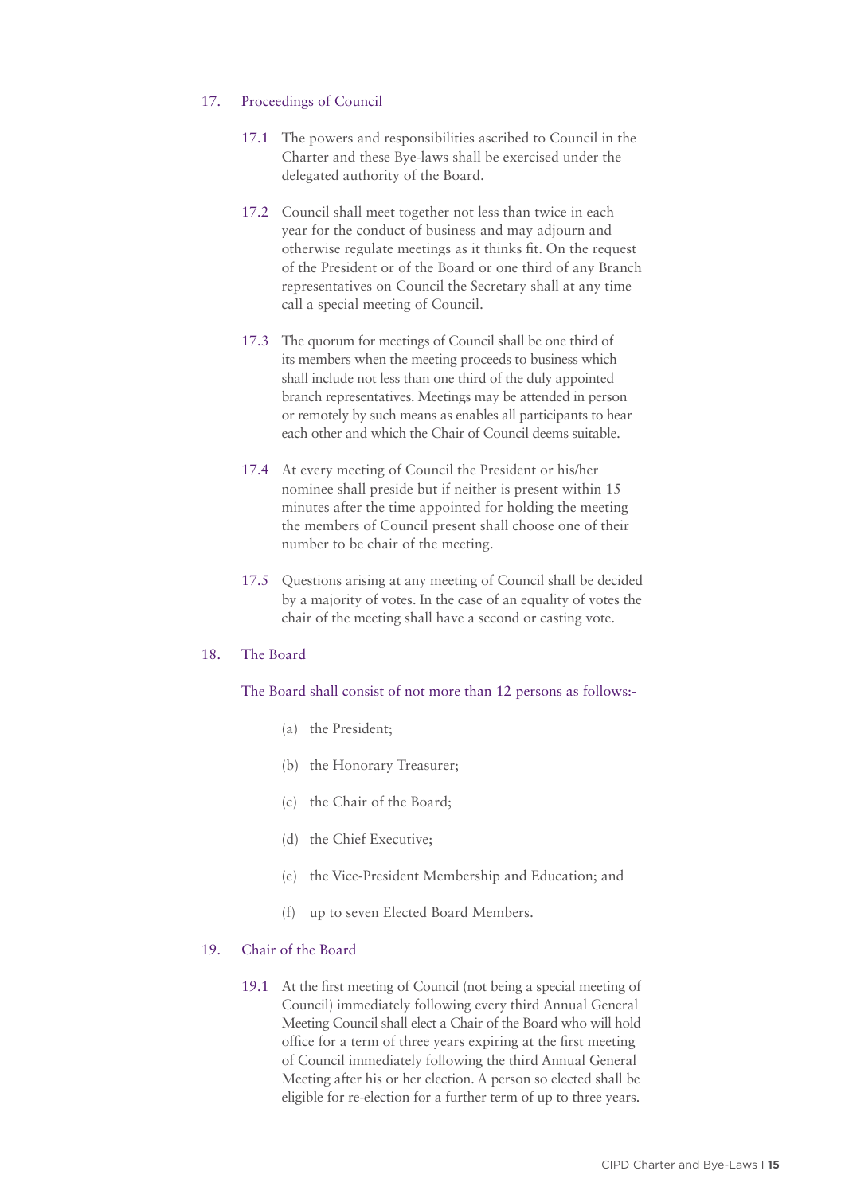## 17. Proceedings of Council

17.1 The powers and responsibilities ascribed to Council in the Charter and these Bye-laws shall be exercised under the delegated authority of the Board.

17.2 Council shall meet together not less than twice in each year for the conduct of business and may adjourn and otherwise regulate meetings as it thinks fit. On the request of the President or of the Board or one third of any Branch representatives on Council the Secretary shall at any time call a special meeting of Council.

17.3 The quorum for meetings of Council shall be one third of its members when the meeting proceeds to business which shall include not less than one third of the duly appointed branch representatives. Meetings may be attended in person or remotely by such means as enables all participants to hear each other and which the Chair of Council deems suitable.

17.4 At every meeting of Council the President or his/her nominee shall preside but if neither is present within 15 minutes after the time appointed for holding the meeting the members of Council present shall choose one of their number to be chair of the meeting.

17.5 Questions arising at any meeting of Council shall be decided by a majority of votes. In the case of an equality of votes the chair of the meeting shall have a second or casting vote.

## 18. The Board

The Board shall consist of not more than 12 persons as follows:-

(a) the President;

(b) the Honorary Treasurer;

(c) the Chair of the Board;

(d) the Chief Executive;

(e) the Vice-President Membership and Education; and

(f) up to seven Elected Board Members.

## 19. Chair of the Board

19.1 At the first meeting of Council (not being a special meeting of Council) immediately following every third Annual General Meeting Council shall elect a Chair of the Board who will hold office for a term of three years expiring at the first meeting of Council immediately following the third Annual General Meeting after his or her election. A person so elected shall be eligible for re-election for a further term of up to three years.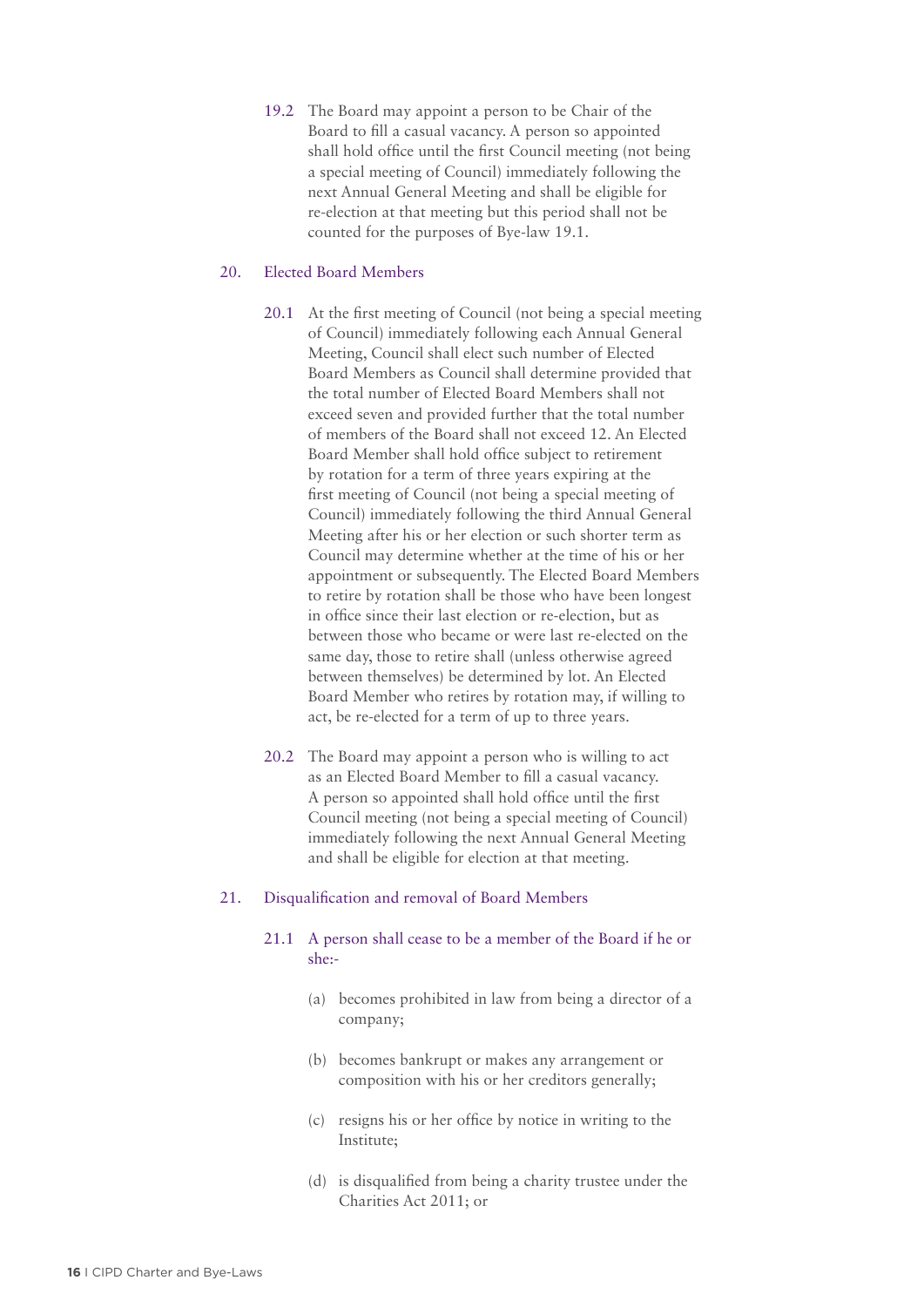19.2 The Board may appoint a person to be Chair of the Board to fill a casual vacancy. A person so appointed shall hold office until the first Council meeting (not being a special meeting of Council) immediately following the next Annual General Meeting and shall be eligible for re-election at that meeting but this period shall not be counted for the purposes of Bye-law 19.1.

## 20. Elected Board Members

20.1 At the first meeting of Council (not being a special meeting of Council) immediately following each Annual General Meeting, Council shall elect such number of Elected Board Members as Council shall determine provided that the total number of Elected Board Members shall not exceed seven and provided further that the total number of members of the Board shall not exceed 12. An Elected Board Member shall hold office subject to retirement by rotation for a term of three years expiring at the first meeting of Council (not being a special meeting of Council) immediately following the third Annual General Meeting after his or her election or such shorter term as Council may determine whether at the time of his or her appointment or subsequently. The Elected Board Members to retire by rotation shall be those who have been longest in office since their last election or re-election, but as between those who became or were last re-elected on the same day, those to retire shall (unless otherwise agreed between themselves) be determined by lot. An Elected Board Member who retires by rotation may, if willing to act, be re-elected for a term of up to three years.

20.2 The Board may appoint a person who is willing to act as an Elected Board Member to fill a casual vacancy. A person so appointed shall hold office until the first Council meeting (not being a special meeting of Council) immediately following the next Annual General Meeting and shall be eligible for election at that meeting.

## 21. Disqualification and removal of Board Members

### 21.1 A person shall cease to be a member of the Board if he or she:-

(a) becomes prohibited in law from being a director of a company;

(b) becomes bankrupt or makes any arrangement or composition with his or her creditors generally;

(c) resigns his or her office by notice in writing to the Institute;

(d) is disqualified from being a charity trustee under the Charities Act 2011; or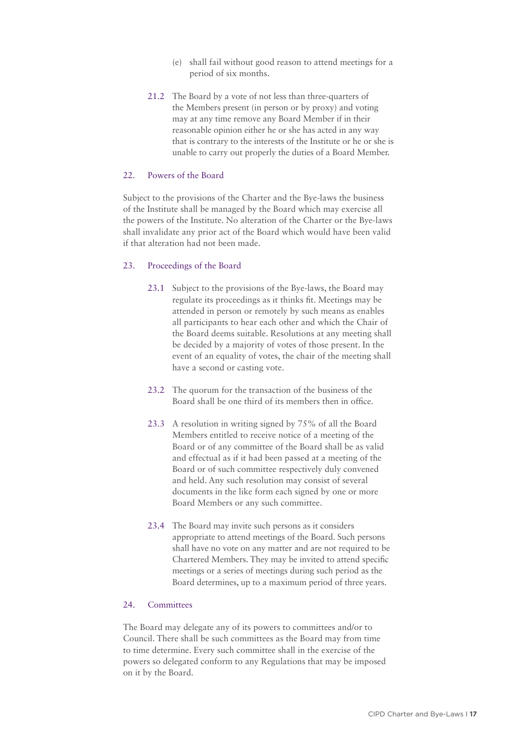(e) shall fail without good reason to attend meetings for a period of six months.

21.2 The Board by a vote of not less than three-quarters of the Members present (in person or by proxy) and voting may at any time remove any Board Member if in their reasonable opinion either he or she has acted in any way that is contrary to the interests of the Institute or he or she is unable to carry out properly the duties of a Board Member.

## 22. Powers of the Board

Subject to the provisions of the Charter and the Bye-laws the business of the Institute shall be managed by the Board which may exercise all the powers of the Institute. No alteration of the Charter or the Bye-laws shall invalidate any prior act of the Board which would have been valid if that alteration had not been made.

## 23. Proceedings of the Board

23.1 Subject to the provisions of the Bye-laws, the Board may regulate its proceedings as it thinks fit. Meetings may be attended in person or remotely by such means as enables all participants to hear each other and which the Chair of the Board deems suitable. Resolutions at any meeting shall be decided by a majority of votes of those present. In the event of an equality of votes, the chair of the meeting shall have a second or casting vote.

23.2 The quorum for the transaction of the business of the Board shall be one third of its members then in office.

23.3 A resolution in writing signed by 75% of all the Board Members entitled to receive notice of a meeting of the Board or of any committee of the Board shall be as valid and effectual as if it had been passed at a meeting of the Board or of such committee respectively duly convened and held. Any such resolution may consist of several documents in the like form each signed by one or more Board Members or any such committee.

23.4 The Board may invite such persons as it considers appropriate to attend meetings of the Board. Such persons shall have no vote on any matter and are not required to be Chartered Members. They may be invited to attend specific meetings or a series of meetings during such period as the Board determines, up to a maximum period of three years.

## 24. Committees

The Board may delegate any of its powers to committees and/or to Council. There shall be such committees as the Board may from time to time determine. Every such committee shall in the exercise of the powers so delegated conform to any Regulations that may be imposed on it by the Board.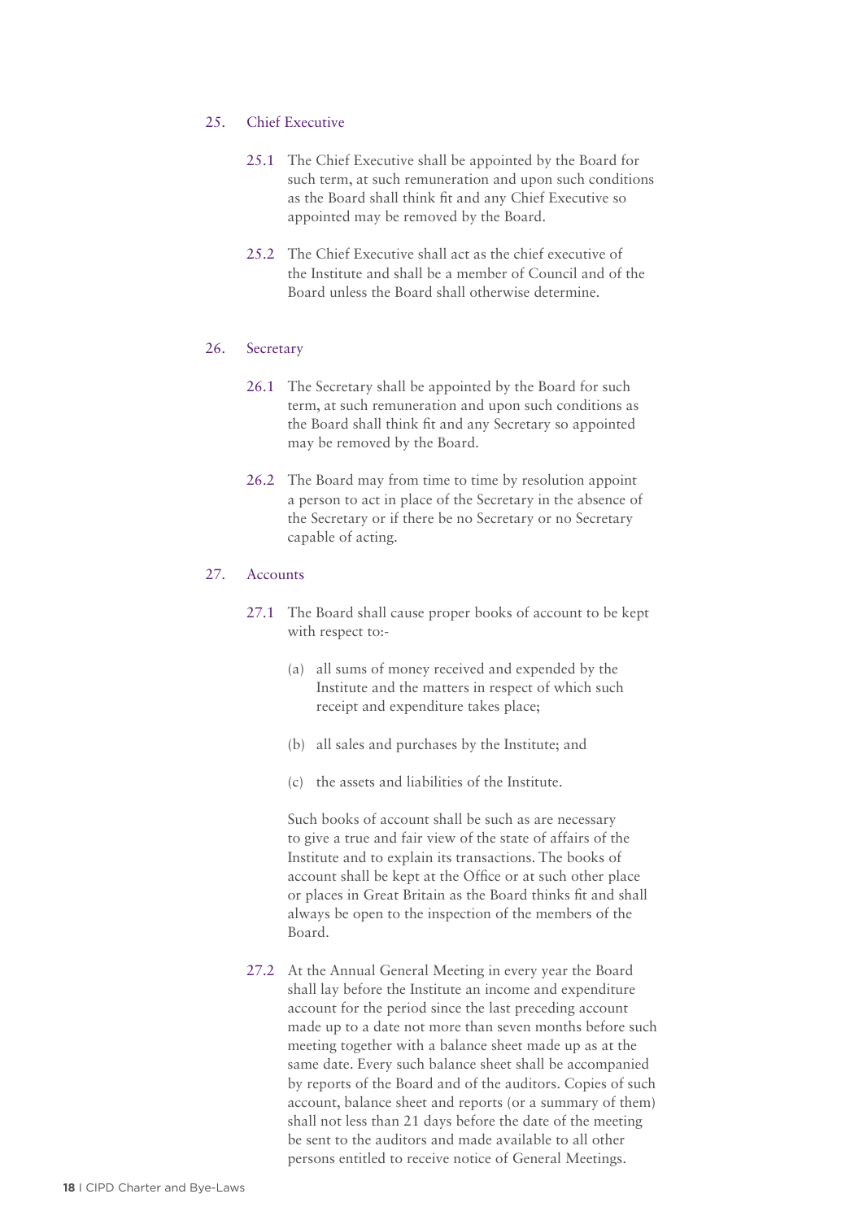## 25. Chief Executive

25.1 The Chief Executive shall be appointed by the Board for such term, at such remuneration and upon such conditions as the Board shall think fit and any Chief Executive so appointed may be removed by the Board.

25.2 The Chief Executive shall act as the chief executive of the Institute and shall be a member of Council and of the Board unless the Board shall otherwise determine.

## 26. Secretary

26.1 The Secretary shall be appointed by the Board for such term, at such remuneration and upon such conditions as the Board shall think fit and any Secretary so appointed may be removed by the Board.

26.2 The Board may from time to time by resolution appoint a person to act in place of the Secretary in the absence of the Secretary or if there be no Secretary or no Secretary capable of acting.

## 27. Accounts

27.1 The Board shall cause proper books of account to be kept with respect to:-

(a) all sums of money received and expended by the Institute and the matters in respect of which such receipt and expenditure takes place;

(b) all sales and purchases by the Institute; and

(c) the assets and liabilities of the Institute.

Such books of account shall be such as are necessary to give a true and fair view of the state of affairs of the Institute and to explain its transactions. The books of account shall be kept at the Office or at such other place or places in Great Britain as the Board thinks fit and shall always be open to the inspection of the members of the Board.

27.2 At the Annual General Meeting in every year the Board shall lay before the Institute an income and expenditure account for the period since the last preceding account made up to a date not more than seven months before such meeting together with a balance sheet made up as at the same date. Every such balance sheet shall be accompanied by reports of the Board and of the auditors. Copies of such account, balance sheet and reports (or a summary of them) shall not less than 21 days before the date of the meeting be sent to the auditors and made available to all other persons entitled to receive notice of General Meetings.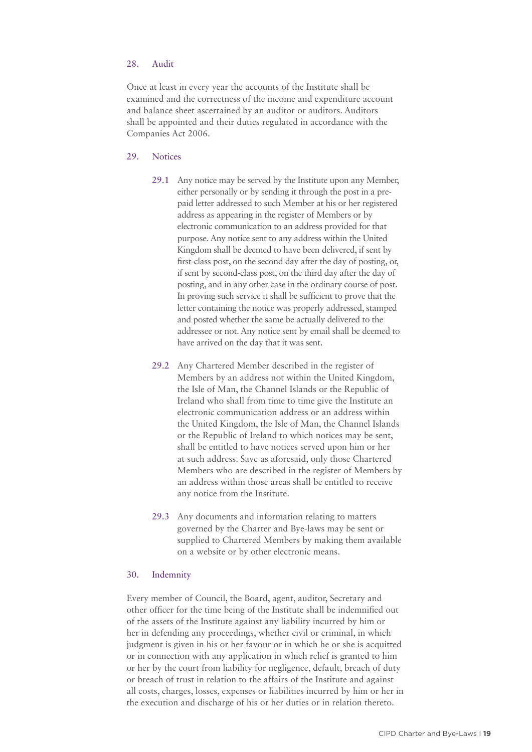## 28. Audit

Once at least in every year the accounts of the Institute shall be examined and the correctness of the income and expenditure account and balance sheet ascertained by an auditor or auditors. Auditors shall be appointed and their duties regulated in accordance with the Companies Act 2006.

## 29. Notices

29.1 Any notice may be served by the Institute upon any Member, either personally or by sending it through the post in a pre-paid letter addressed to such Member at his or her registered address as appearing in the register of Members or by electronic communication to an address provided for that purpose. Any notice sent to any address within the United Kingdom shall be deemed to have been delivered, if sent by first-class post, on the second day after the day of posting, or, if sent by second-class post, on the third day after the day of posting, and in any other case in the ordinary course of post. In proving such service it shall be sufficient to prove that the letter containing the notice was properly addressed, stamped and posted whether the same be actually delivered to the addressee or not. Any notice sent by email shall be deemed to have arrived on the day that it was sent.

29.2 Any Chartered Member described in the register of Members by an address not within the United Kingdom, the Isle of Man, the Channel Islands or the Republic of Ireland who shall from time to time give the Institute an electronic communication address or an address within the United Kingdom, the Isle of Man, the Channel Islands or the Republic of Ireland to which notices may be sent, shall be entitled to have notices served upon him or her at such address. Save as aforesaid, only those Chartered Members who are described in the register of Members by an address within those areas shall be entitled to receive any notice from the Institute.

29.3 Any documents and information relating to matters governed by the Charter and Bye-laws may be sent or supplied to Chartered Members by making them available on a website or by other electronic means.

## 30. Indemnity

Every member of Council, the Board, agent, auditor, Secretary and other officer for the time being of the Institute shall be indemnified out of the assets of the Institute against any liability incurred by him or her in defending any proceedings, whether civil or criminal, in which judgment is given in his or her favour or in which he or she is acquitted or in connection with any application in which relief is granted to him or her by the court from liability for negligence, default, breach of duty or breach of trust in relation to the affairs of the Institute and against all costs, charges, losses, expenses or liabilities incurred by him or her in the execution and discharge of his or her duties or in relation thereto.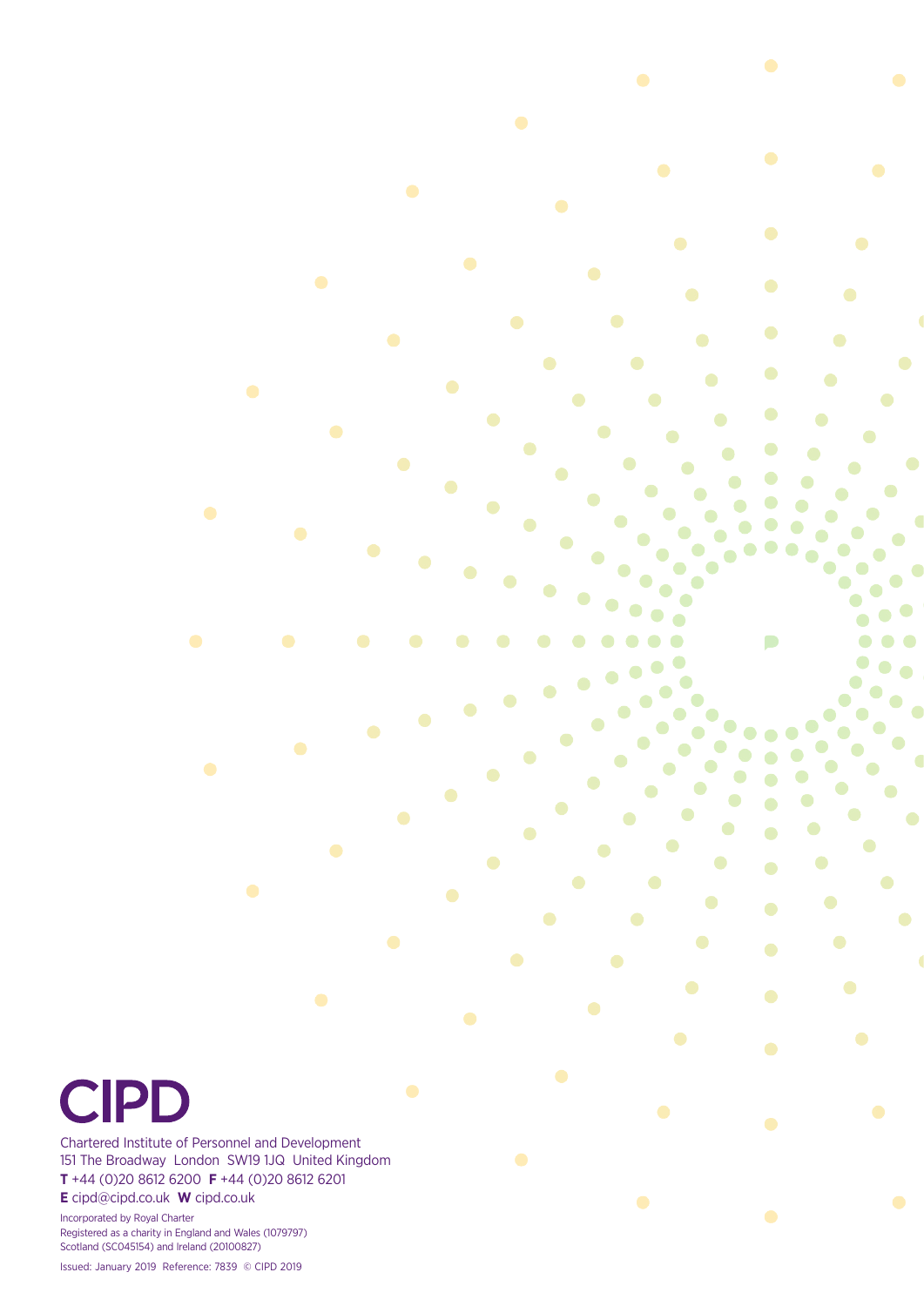CIPD

Chartered Institute of Personnel and Development
151 The Broadway London SW19 1JQ United Kingdom
**T** +44 (0)20 8612 6200 **F** +44 (0)20 8612 6201
**E** cipd@cipd.co.uk **W** cipd.co.uk

Incorporated by Royal Charter
Registered as a charity in England and Wales (1079797)
Scotland (SC045154) and Ireland (20100827)

Issued: January 2019 Reference: 7839 © CIPD 2019